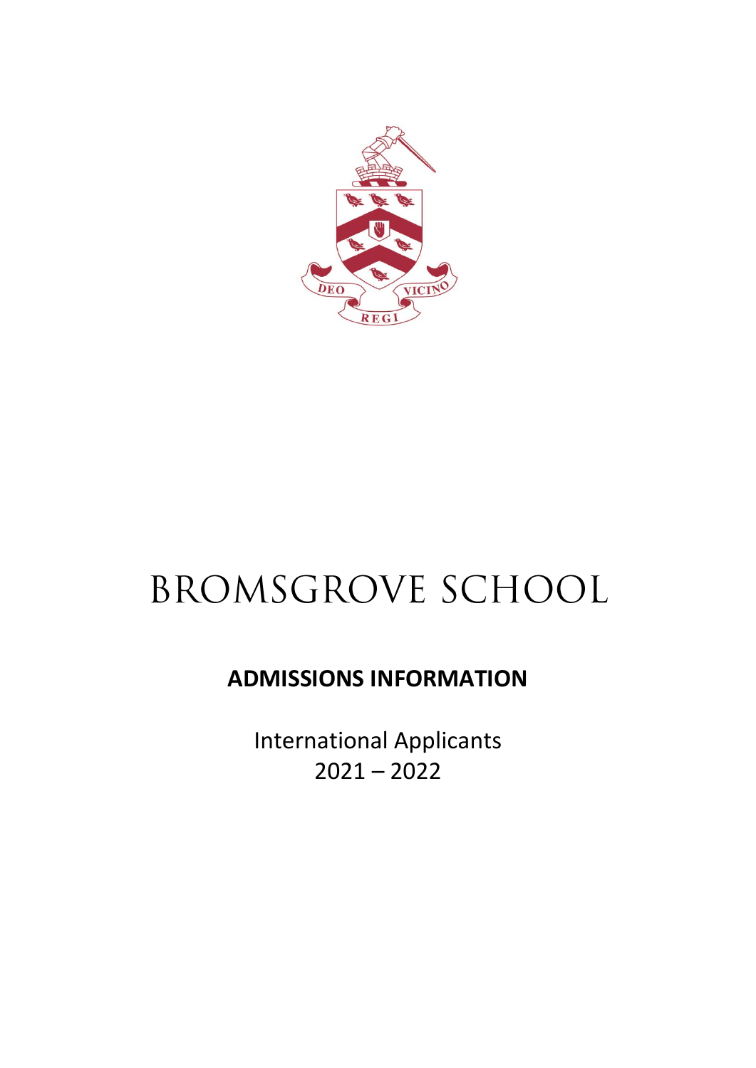# BROMSGROVE SCHOOL

## ADMISSIONS INFORMATION

International Applicants
2021 – 2022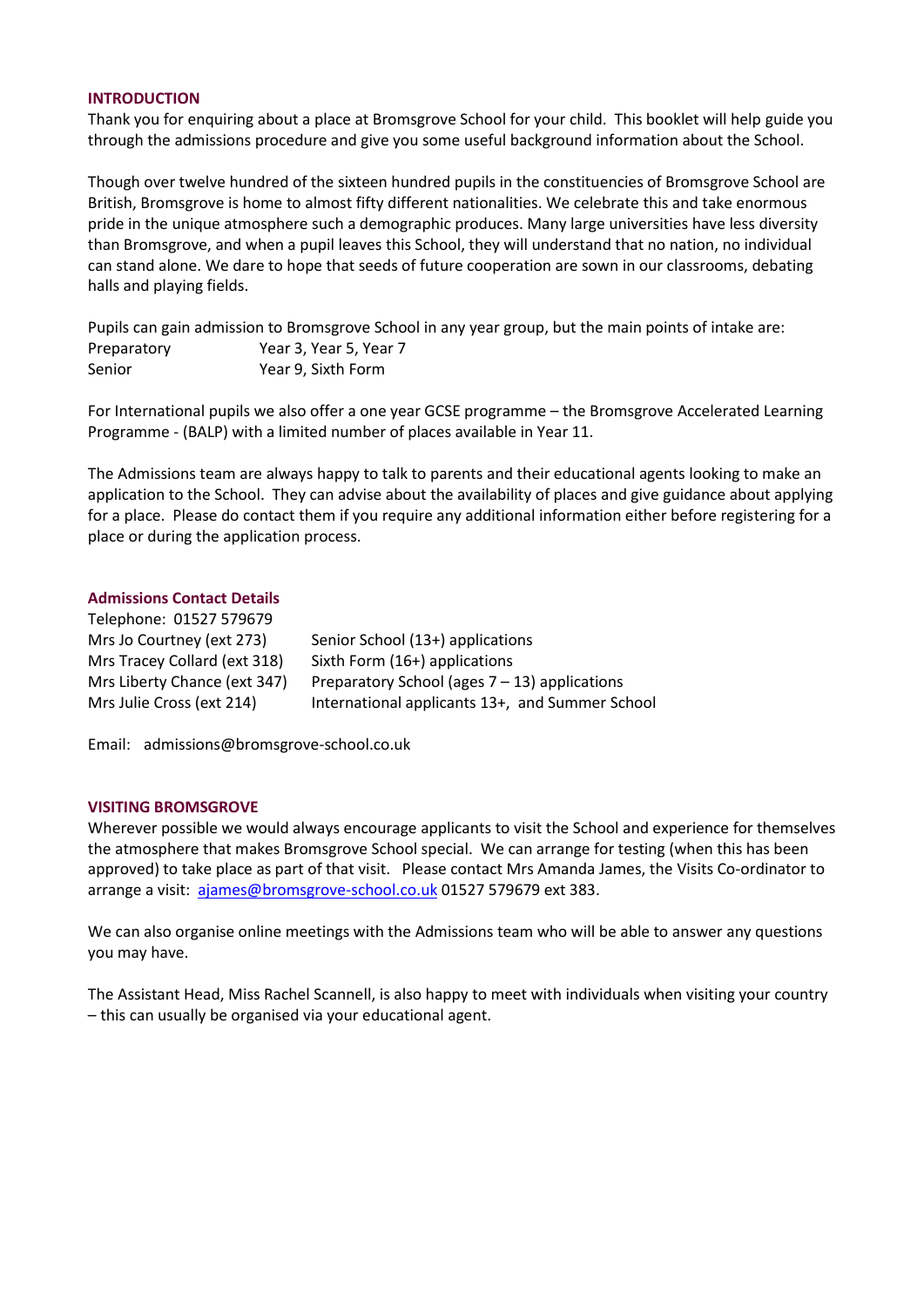## INTRODUCTION

Thank you for enquiring about a place at Bromsgrove School for your child. This booklet will help guide you through the admissions procedure and give you some useful background information about the School.

Though over twelve hundred of the sixteen hundred pupils in the constituencies of Bromsgrove School are British, Bromsgrove is home to almost fifty different nationalities. We celebrate this and take enormous pride in the unique atmosphere such a demographic produces. Many large universities have less diversity than Bromsgrove, and when a pupil leaves this School, they will understand that no nation, no individual can stand alone. We dare to hope that seeds of future cooperation are sown in our classrooms, debating halls and playing fields.

Pupils can gain admission to Bromsgrove School in any year group, but the main points of intake are:

| | |
|---|---|
| Preparatory | Year 3, Year 5, Year 7 |
| Senior | Year 9, Sixth Form |

For International pupils we also offer a one year GCSE programme – the Bromsgrove Accelerated Learning Programme - (BALP) with a limited number of places available in Year 11.

The Admissions team are always happy to talk to parents and their educational agents looking to make an application to the School. They can advise about the availability of places and give guidance about applying for a place. Please do contact them if you require any additional information either before registering for a place or during the application process.

### Admissions Contact Details

Telephone: 01527 579679

| | |
|---|---|
| Mrs Jo Courtney (ext 273) | Senior School (13+) applications |
| Mrs Tracey Collard (ext 318) | Sixth Form (16+) applications |
| Mrs Liberty Chance (ext 347) | Preparatory School (ages 7 – 13) applications |
| Mrs Julie Cross (ext 214) | International applicants 13+, and Summer School |

Email: admissions@bromsgrove-school.co.uk

## VISITING BROMSGROVE

Wherever possible we would always encourage applicants to visit the School and experience for themselves the atmosphere that makes Bromsgrove School special. We can arrange for testing (when this has been approved) to take place as part of that visit. Please contact Mrs Amanda James, the Visits Co-ordinator to arrange a visit: ajames@bromsgrove-school.co.uk 01527 579679 ext 383.

We can also organise online meetings with the Admissions team who will be able to answer any questions you may have.

The Assistant Head, Miss Rachel Scannell, is also happy to meet with individuals when visiting your country – this can usually be organised via your educational agent.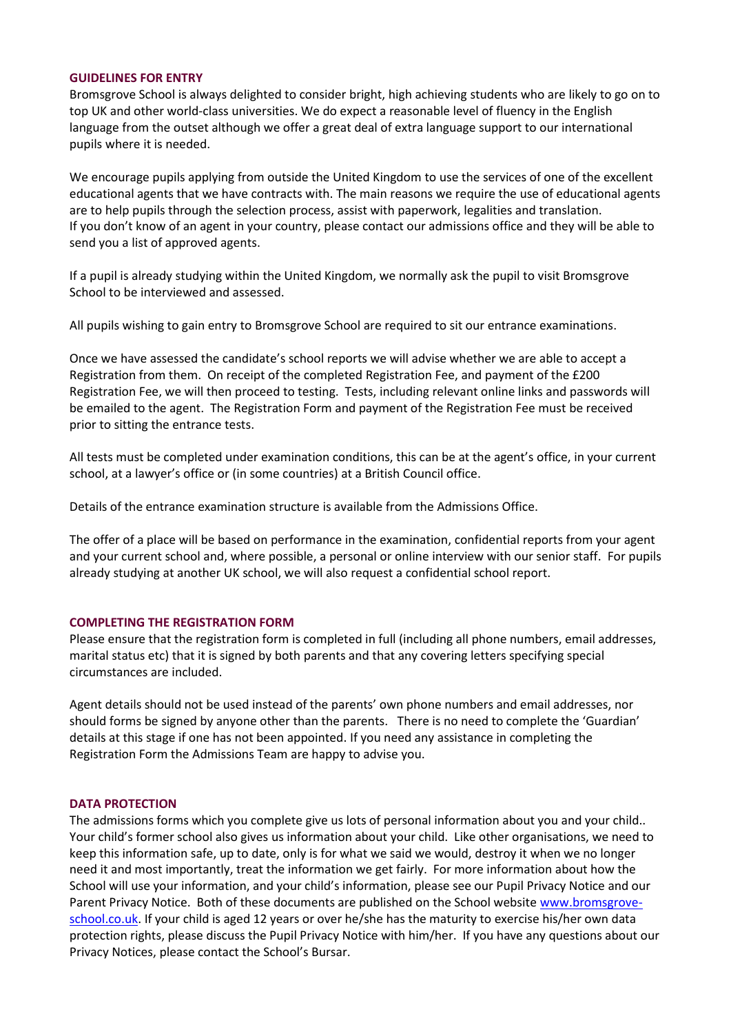## GUIDELINES FOR ENTRY

Bromsgrove School is always delighted to consider bright, high achieving students who are likely to go on to top UK and other world-class universities. We do expect a reasonable level of fluency in the English language from the outset although we offer a great deal of extra language support to our international pupils where it is needed.

We encourage pupils applying from outside the United Kingdom to use the services of one of the excellent educational agents that we have contracts with. The main reasons we require the use of educational agents are to help pupils through the selection process, assist with paperwork, legalities and translation. If you don't know of an agent in your country, please contact our admissions office and they will be able to send you a list of approved agents.

If a pupil is already studying within the United Kingdom, we normally ask the pupil to visit Bromsgrove School to be interviewed and assessed.

All pupils wishing to gain entry to Bromsgrove School are required to sit our entrance examinations.

Once we have assessed the candidate's school reports we will advise whether we are able to accept a Registration from them. On receipt of the completed Registration Fee, and payment of the £200 Registration Fee, we will then proceed to testing. Tests, including relevant online links and passwords will be emailed to the agent. The Registration Form and payment of the Registration Fee must be received prior to sitting the entrance tests.

All tests must be completed under examination conditions, this can be at the agent's office, in your current school, at a lawyer's office or (in some countries) at a British Council office.

Details of the entrance examination structure is available from the Admissions Office.

The offer of a place will be based on performance in the examination, confidential reports from your agent and your current school and, where possible, a personal or online interview with our senior staff. For pupils already studying at another UK school, we will also request a confidential school report.

## COMPLETING THE REGISTRATION FORM

Please ensure that the registration form is completed in full (including all phone numbers, email addresses, marital status etc) that it is signed by both parents and that any covering letters specifying special circumstances are included.

Agent details should not be used instead of the parents' own phone numbers and email addresses, nor should forms be signed by anyone other than the parents. There is no need to complete the 'Guardian' details at this stage if one has not been appointed. If you need any assistance in completing the Registration Form the Admissions Team are happy to advise you.

## DATA PROTECTION

The admissions forms which you complete give us lots of personal information about you and your child.. Your child's former school also gives us information about your child. Like other organisations, we need to keep this information safe, up to date, only is for what we said we would, destroy it when we no longer need it and most importantly, treat the information we get fairly. For more information about how the School will use your information, and your child's information, please see our Pupil Privacy Notice and our Parent Privacy Notice. Both of these documents are published on the School website [www.bromsgrove-school.co.uk](www.bromsgrove-school.co.uk). If your child is aged 12 years or over he/she has the maturity to exercise his/her own data protection rights, please discuss the Pupil Privacy Notice with him/her. If you have any questions about our Privacy Notices, please contact the School's Bursar.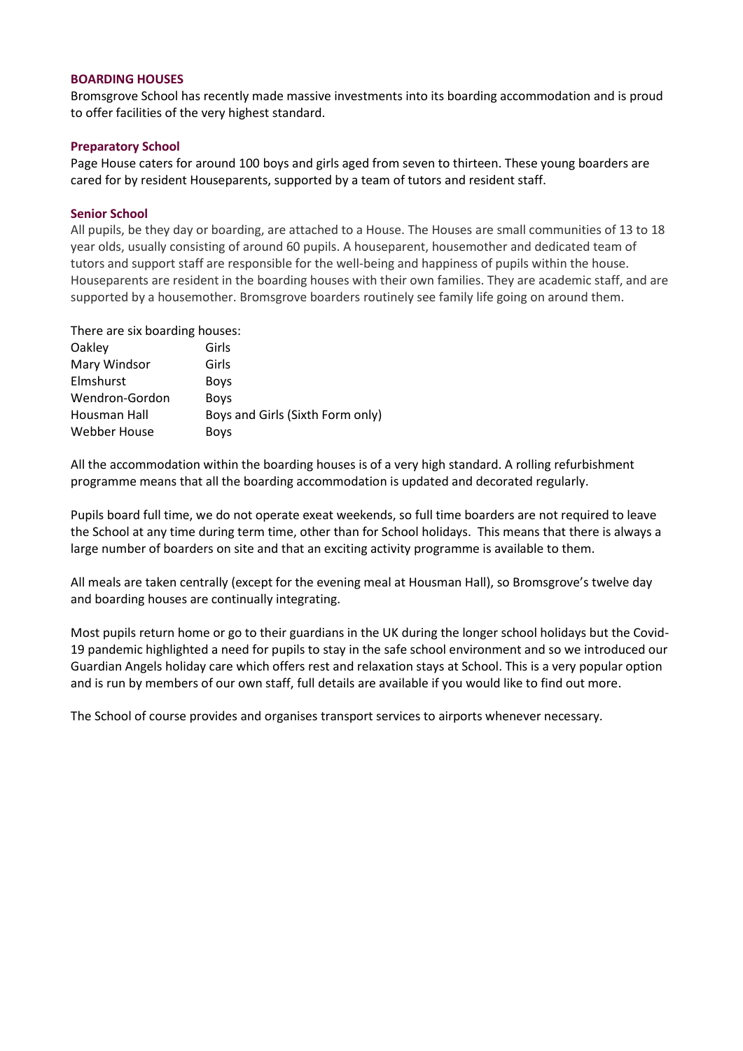## BOARDING HOUSES

Bromsgrove School has recently made massive investments into its boarding accommodation and is proud to offer facilities of the very highest standard.

### Preparatory School

Page House caters for around 100 boys and girls aged from seven to thirteen. These young boarders are cared for by resident Houseparents, supported by a team of tutors and resident staff.

### Senior School

All pupils, be they day or boarding, are attached to a House. The Houses are small communities of 13 to 18 year olds, usually consisting of around 60 pupils. A houseparent, housemother and dedicated team of tutors and support staff are responsible for the well-being and happiness of pupils within the house. Houseparents are resident in the boarding houses with their own families. They are academic staff, and are supported by a housemother. Bromsgrove boarders routinely see family life going on around them.

There are six boarding houses:

| | |
|---|---|
| Oakley | Girls |
| Mary Windsor | Girls |
| Elmshurst | Boys |
| Wendron-Gordon | Boys |
| Housman Hall | Boys and Girls (Sixth Form only) |
| Webber House | Boys |

All the accommodation within the boarding houses is of a very high standard. A rolling refurbishment programme means that all the boarding accommodation is updated and decorated regularly.

Pupils board full time, we do not operate exeat weekends, so full time boarders are not required to leave the School at any time during term time, other than for School holidays. This means that there is always a large number of boarders on site and that an exciting activity programme is available to them.

All meals are taken centrally (except for the evening meal at Housman Hall), so Bromsgrove's twelve day and boarding houses are continually integrating.

Most pupils return home or go to their guardians in the UK during the longer school holidays but the Covid-19 pandemic highlighted a need for pupils to stay in the safe school environment and so we introduced our Guardian Angels holiday care which offers rest and relaxation stays at School. This is a very popular option and is run by members of our own staff, full details are available if you would like to find out more.

The School of course provides and organises transport services to airports whenever necessary.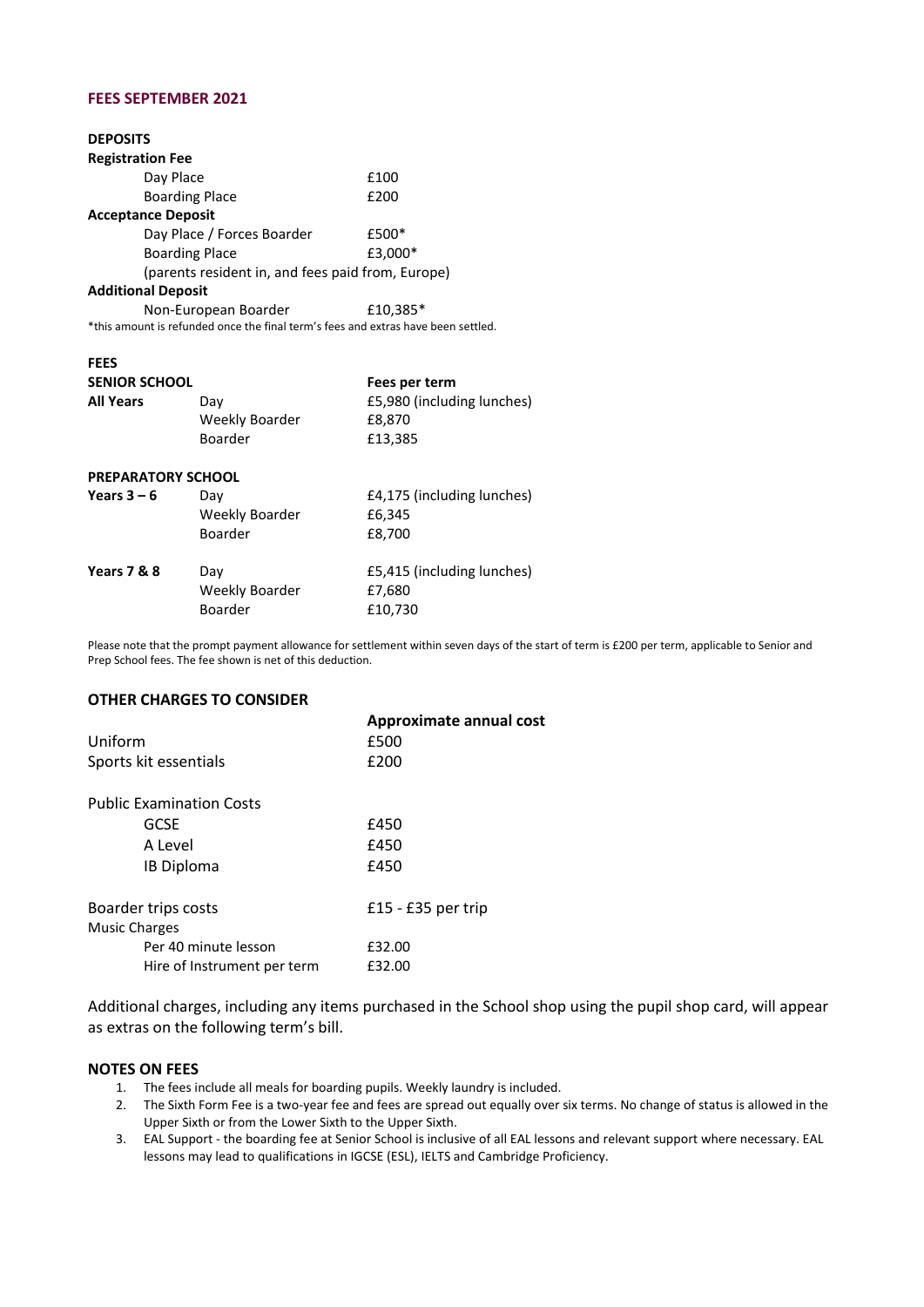## FEES SEPTEMBER 2021

### DEPOSITS

**Registration Fee**

| | |
|---|---|
| Day Place | £100 |
| Boarding Place | £200 |

**Acceptance Deposit**

| | |
|---|---|
| Day Place / Forces Boarder | £500* |
| Boarding Place | £3,000* |
| (parents resident in, and fees paid from, Europe) | |

**Additional Deposit**

| | |
|---|---|
| Non-European Boarder | £10,385* |

*this amount is refunded once the final term's fees and extras have been settled.

### FEES

| **SENIOR SCHOOL** | | **Fees per term** |
|---|---|---|
| **All Years** | Day | £5,980 (including lunches) |
| | Weekly Boarder | £8,870 |
| | Boarder | £13,385 |

| **PREPARATORY SCHOOL** | | |
|---|---|---|
| **Years 3 – 6** | Day | £4,175 (including lunches) |
| | Weekly Boarder | £6,345 |
| | Boarder | £8,700 |
| **Years 7 & 8** | Day | £5,415 (including lunches) |
| | Weekly Boarder | £7,680 |
| | Boarder | £10,730 |

Please note that the prompt payment allowance for settlement within seven days of the start of term is £200 per term, applicable to Senior and Prep School fees. The fee shown is net of this deduction.

### OTHER CHARGES TO CONSIDER

| | **Approximate annual cost** |
|---|---|
| Uniform | £500 |
| Sports kit essentials | £200 |
| Public Examination Costs | |
| GCSE | £450 |
| A Level | £450 |
| IB Diploma | £450 |
| Boarder trips costs | £15 - £35 per trip |
| Music Charges | |
| Per 40 minute lesson | £32.00 |
| Hire of Instrument per term | £32.00 |

Additional charges, including any items purchased in the School shop using the pupil shop card, will appear as extras on the following term's bill.

### NOTES ON FEES

1. The fees include all meals for boarding pupils. Weekly laundry is included.
2. The Sixth Form Fee is a two-year fee and fees are spread out equally over six terms. No change of status is allowed in the Upper Sixth or from the Lower Sixth to the Upper Sixth.
3. EAL Support - the boarding fee at Senior School is inclusive of all EAL lessons and relevant support where necessary. EAL lessons may lead to qualifications in IGCSE (ESL), IELTS and Cambridge Proficiency.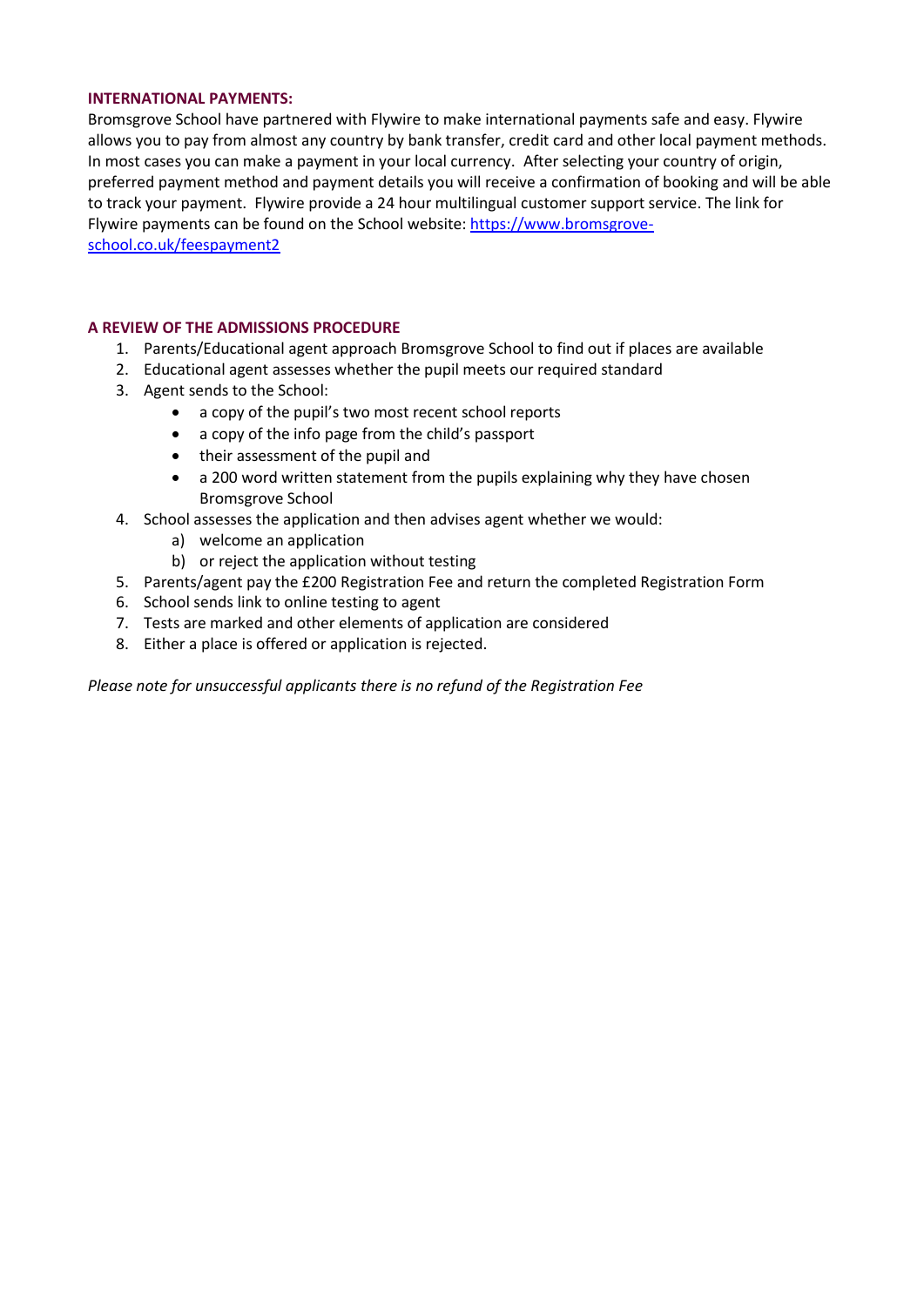**INTERNATIONAL PAYMENTS:**

Bromsgrove School have partnered with Flywire to make international payments safe and easy. Flywire allows you to pay from almost any country by bank transfer, credit card and other local payment methods. In most cases you can make a payment in your local currency. After selecting your country of origin, preferred payment method and payment details you will receive a confirmation of booking and will be able to track your payment. Flywire provide a 24 hour multilingual customer support service. The link for Flywire payments can be found on the School website: [https://www.bromsgrove-school.co.uk/feespayment2](https://www.bromsgrove-school.co.uk/feespayment2)

**A REVIEW OF THE ADMISSIONS PROCEDURE**

1. Parents/Educational agent approach Bromsgrove School to find out if places are available
2. Educational agent assesses whether the pupil meets our required standard
3. Agent sends to the School:
   - a copy of the pupil's two most recent school reports
   - a copy of the info page from the child's passport
   - their assessment of the pupil and
   - a 200 word written statement from the pupils explaining why they have chosen Bromsgrove School
4. School assesses the application and then advises agent whether we would:
   a) welcome an application
   b) or reject the application without testing
5. Parents/agent pay the £200 Registration Fee and return the completed Registration Form
6. School sends link to online testing to agent
7. Tests are marked and other elements of application are considered
8. Either a place is offered or application is rejected.

*Please note for unsuccessful applicants there is no refund of the Registration Fee*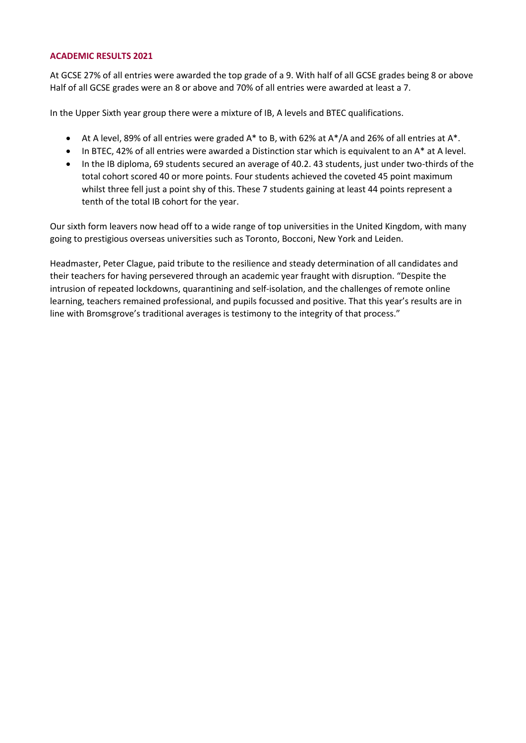## ACADEMIC RESULTS 2021

At GCSE 27% of all entries were awarded the top grade of a 9. With half of all GCSE grades being 8 or above Half of all GCSE grades were an 8 or above and 70% of all entries were awarded at least a 7.

In the Upper Sixth year group there were a mixture of IB, A levels and BTEC qualifications.

- At A level, 89% of all entries were graded A* to B, with 62% at A*/A and 26% of all entries at A*.
- In BTEC, 42% of all entries were awarded a Distinction star which is equivalent to an A* at A level.
- In the IB diploma, 69 students secured an average of 40.2. 43 students, just under two-thirds of the total cohort scored 40 or more points. Four students achieved the coveted 45 point maximum whilst three fell just a point shy of this. These 7 students gaining at least 44 points represent a tenth of the total IB cohort for the year.

Our sixth form leavers now head off to a wide range of top universities in the United Kingdom, with many going to prestigious overseas universities such as Toronto, Bocconi, New York and Leiden.

Headmaster, Peter Clague, paid tribute to the resilience and steady determination of all candidates and their teachers for having persevered through an academic year fraught with disruption. "Despite the intrusion of repeated lockdowns, quarantining and self-isolation, and the challenges of remote online learning, teachers remained professional, and pupils focussed and positive. That this year's results are in line with Bromsgrove's traditional averages is testimony to the integrity of that process."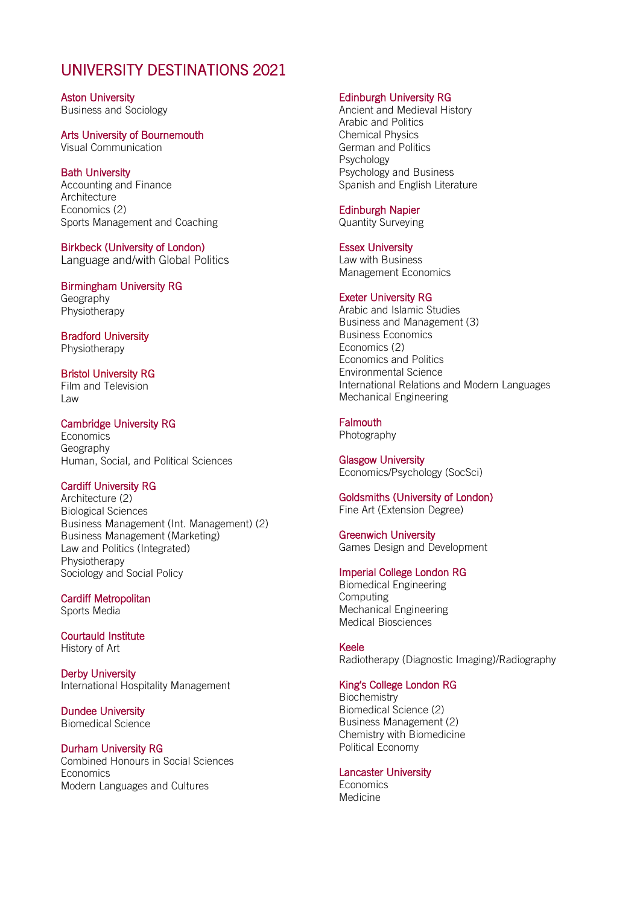# UNIVERSITY DESTINATIONS 2021

**Aston University**
Business and Sociology

**Arts University of Bournemouth**
Visual Communication

**Bath University**
Accounting and Finance
Architecture
Economics (2)
Sports Management and Coaching

**Birkbeck (University of London)**
Language and/with Global Politics

**Birmingham University RG**
Geography
Physiotherapy

**Bradford University**
Physiotherapy

**Bristol University RG**
Film and Television
Law

**Cambridge University RG**
Economics
Geography
Human, Social, and Political Sciences

**Cardiff University RG**
Architecture (2)
Biological Sciences
Business Management (Int. Management) (2)
Business Management (Marketing)
Law and Politics (Integrated)
Physiotherapy
Sociology and Social Policy

**Cardiff Metropolitan**
Sports Media

**Courtauld Institute**
History of Art

**Derby University**
International Hospitality Management

**Dundee University**
Biomedical Science

**Durham University RG**
Combined Honours in Social Sciences
Economics
Modern Languages and Cultures

**Edinburgh University RG**
Ancient and Medieval History
Arabic and Politics
Chemical Physics
German and Politics
Psychology
Psychology and Business
Spanish and English Literature

**Edinburgh Napier**
Quantity Surveying

**Essex University**
Law with Business
Management Economics

**Exeter University RG**
Arabic and Islamic Studies
Business and Management (3)
Business Economics
Economics (2)
Economics and Politics
Environmental Science
International Relations and Modern Languages
Mechanical Engineering

**Falmouth**
Photography

**Glasgow University**
Economics/Psychology (SocSci)

**Goldsmiths (University of London)**
Fine Art (Extension Degree)

**Greenwich University**
Games Design and Development

**Imperial College London RG**
Biomedical Engineering
Computing
Mechanical Engineering
Medical Biosciences

**Keele**
Radiotherapy (Diagnostic Imaging)/Radiography

**King's College London RG**
Biochemistry
Biomedical Science (2)
Business Management (2)
Chemistry with Biomedicine
Political Economy

**Lancaster University**
Economics
Medicine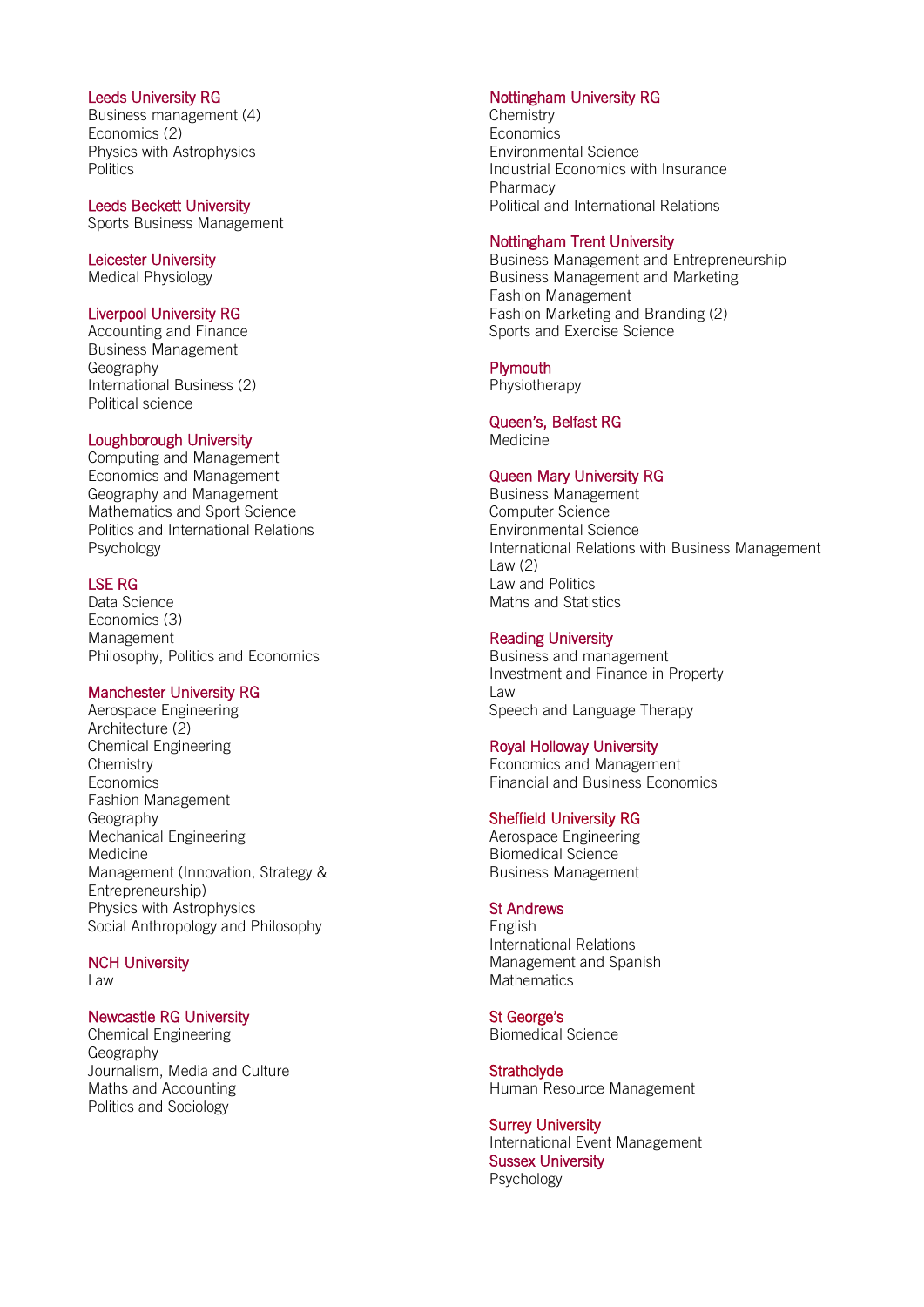### Leeds University RG
Business management (4)
Economics (2)
Physics with Astrophysics
Politics

### Leeds Beckett University
Sports Business Management

### Leicester University
Medical Physiology

### Liverpool University RG
Accounting and Finance
Business Management
Geography
International Business (2)
Political science

### Loughborough University
Computing and Management
Economics and Management
Geography and Management
Mathematics and Sport Science
Politics and International Relations
Psychology

### LSE RG
Data Science
Economics (3)
Management
Philosophy, Politics and Economics

### Manchester University RG
Aerospace Engineering
Architecture (2)
Chemical Engineering
Chemistry
Economics
Fashion Management
Geography
Mechanical Engineering
Medicine
Management (Innovation, Strategy & Entrepreneurship)
Physics with Astrophysics
Social Anthropology and Philosophy

### NCH University
Law

### Newcastle RG University
Chemical Engineering
Geography
Journalism, Media and Culture
Maths and Accounting
Politics and Sociology

### Nottingham University RG
Chemistry
Economics
Environmental Science
Industrial Economics with Insurance
Pharmacy
Political and International Relations

### Nottingham Trent University
Business Management and Entrepreneurship
Business Management and Marketing
Fashion Management
Fashion Marketing and Branding (2)
Sports and Exercise Science

### Plymouth
Physiotherapy

### Queen's, Belfast RG
Medicine

### Queen Mary University RG
Business Management
Computer Science
Environmental Science
International Relations with Business Management
Law (2)
Law and Politics
Maths and Statistics

### Reading University
Business and management
Investment and Finance in Property
Law
Speech and Language Therapy

### Royal Holloway University
Economics and Management
Financial and Business Economics

### Sheffield University RG
Aerospace Engineering
Biomedical Science
Business Management

### St Andrews
English
International Relations
Management and Spanish
Mathematics

### St George's
Biomedical Science

### Strathclyde
Human Resource Management

### Surrey University
International Event Management

### Sussex University
Psychology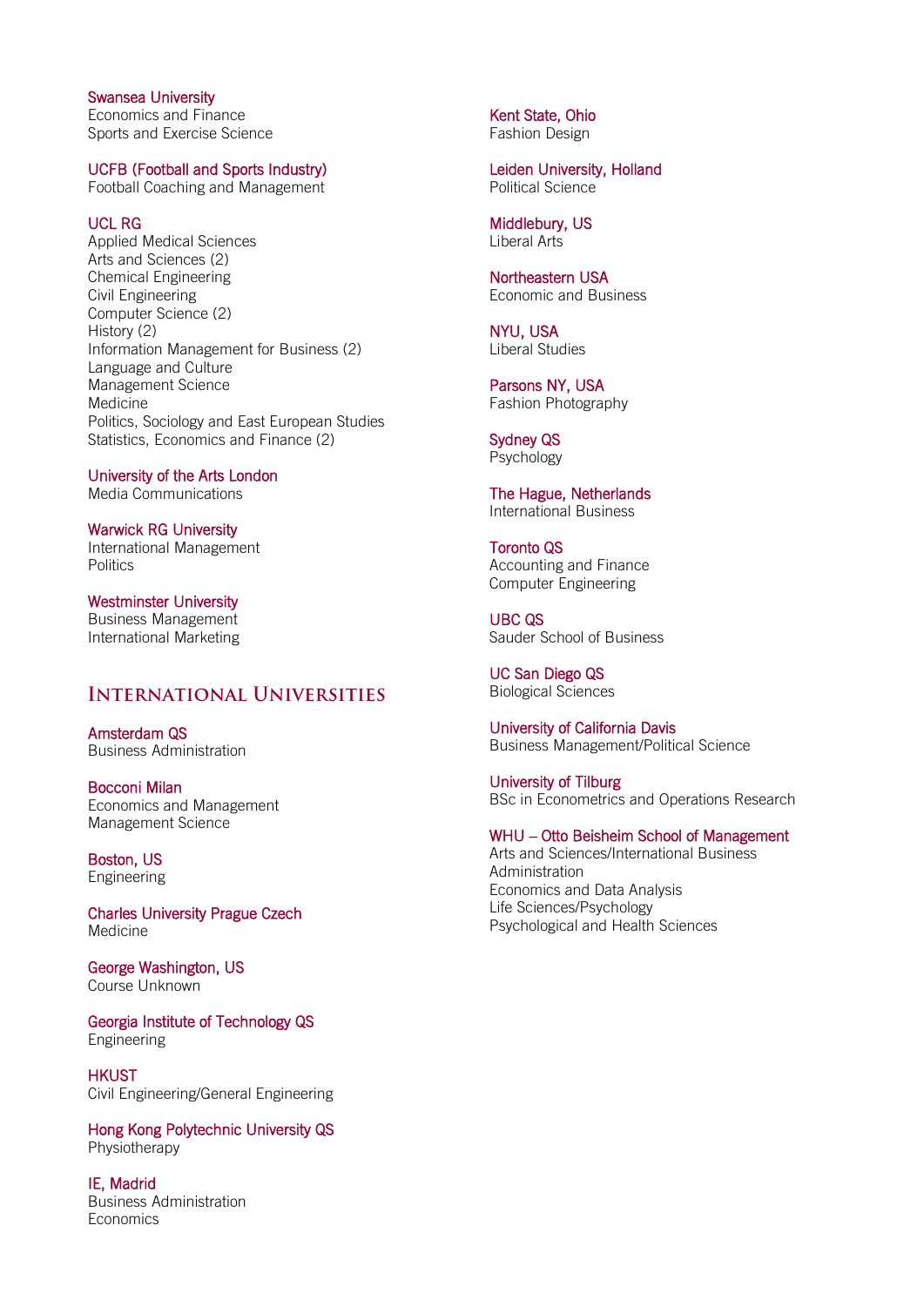**Swansea University**
Economics and Finance
Sports and Exercise Science

**UCFB (Football and Sports Industry)**
Football Coaching and Management

**UCL RG**
Applied Medical Sciences
Arts and Sciences (2)
Chemical Engineering
Civil Engineering
Computer Science (2)
History (2)
Information Management for Business (2)
Language and Culture
Management Science
Medicine
Politics, Sociology and East European Studies
Statistics, Economics and Finance (2)

**University of the Arts London**
Media Communications

**Warwick RG University**
International Management
Politics

**Westminster University**
Business Management
International Marketing

## International Universities

**Amsterdam QS**
Business Administration

**Bocconi Milan**
Economics and Management
Management Science

**Boston, US**
Engineering

**Charles University Prague Czech**
Medicine

**George Washington, US**
Course Unknown

**Georgia Institute of Technology QS**
Engineering

**HKUST**
Civil Engineering/General Engineering

**Hong Kong Polytechnic University QS**
Physiotherapy

**IE, Madrid**
Business Administration
Economics

**Kent State, Ohio**
Fashion Design

**Leiden University, Holland**
Political Science

**Middlebury, US**
Liberal Arts

**Northeastern USA**
Economic and Business

**NYU, USA**
Liberal Studies

**Parsons NY, USA**
Fashion Photography

**Sydney QS**
Psychology

**The Hague, Netherlands**
International Business

**Toronto QS**
Accounting and Finance
Computer Engineering

**UBC QS**
Sauder School of Business

**UC San Diego QS**
Biological Sciences

**University of California Davis**
Business Management/Political Science

**University of Tilburg**
BSc in Econometrics and Operations Research

**WHU – Otto Beisheim School of Management**
Arts and Sciences/International Business Administration
Economics and Data Analysis
Life Sciences/Psychology
Psychological and Health Sciences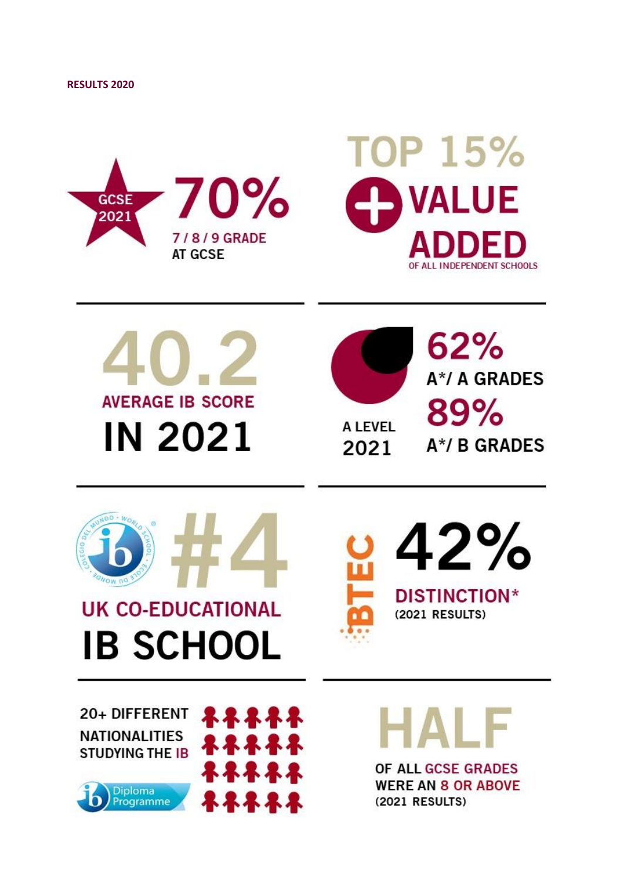**RESULTS 2020**

GCSE 2021

**70%**
7 / 8 / 9 GRADE AT GCSE

**TOP 15%**
**VALUE ADDED**
OF ALL INDEPENDENT SCHOOLS

**40.2**
AVERAGE IB SCORE
**IN 2021**

A LEVEL 2021

**62%**
A*/ A GRADES

**89%**
A*/ B GRADES

**#4**
UK CO-EDUCATIONAL
**IB SCHOOL**

BTEC

**42%**
DISTINCTION*
(2021 RESULTS)

20+ DIFFERENT NATIONALITIES STUDYING THE IB

Diploma Programme

**HALF**
OF ALL GCSE GRADES WERE AN 8 OR ABOVE
(2021 RESULTS)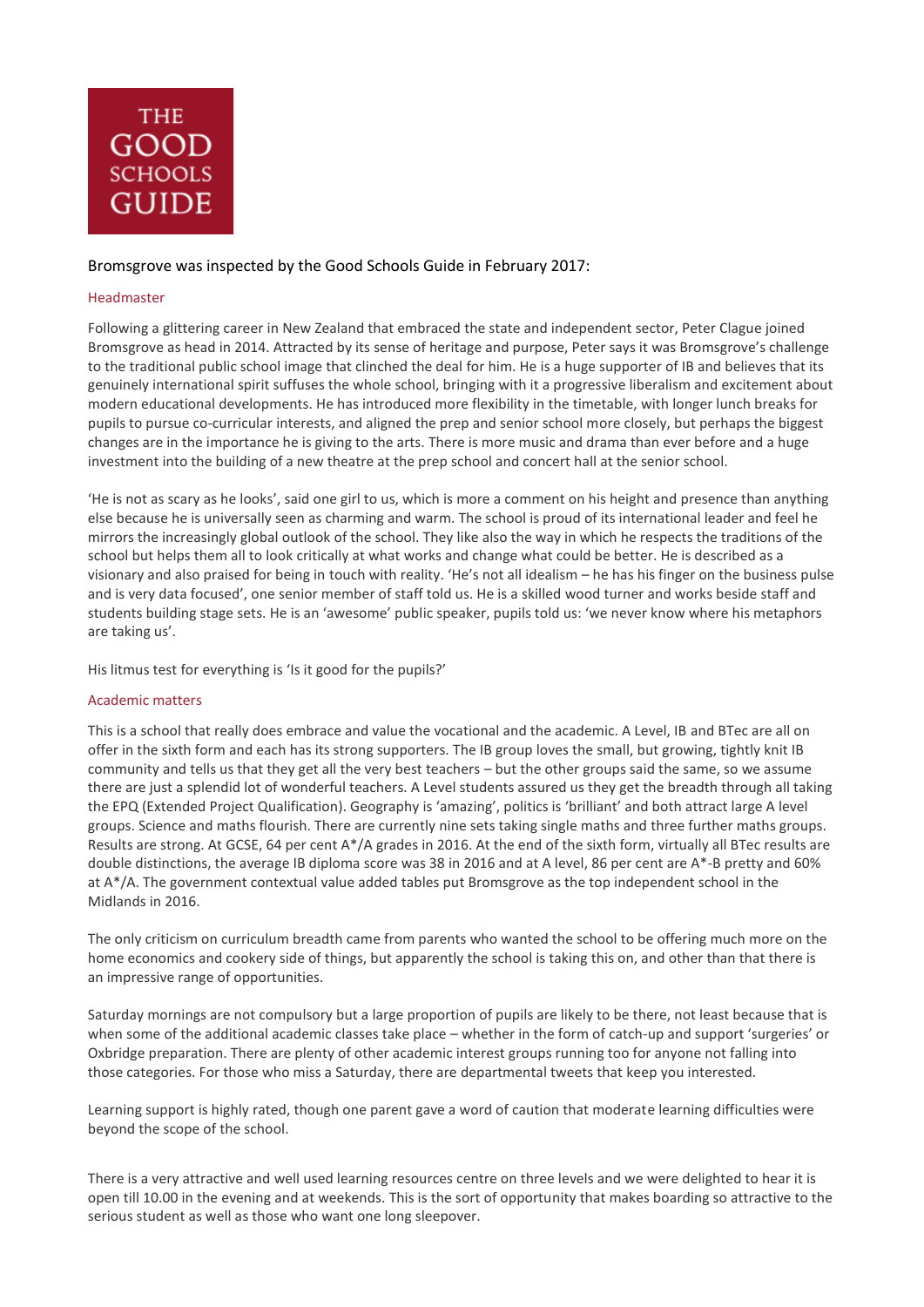THE GOOD SCHOOLS GUIDE

Bromsgrove was inspected by the Good Schools Guide in February 2017:

## Headmaster

Following a glittering career in New Zealand that embraced the state and independent sector, Peter Clague joined Bromsgrove as head in 2014. Attracted by its sense of heritage and purpose, Peter says it was Bromsgrove's challenge to the traditional public school image that clinched the deal for him. He is a huge supporter of IB and believes that its genuinely international spirit suffuses the whole school, bringing with it a progressive liberalism and excitement about modern educational developments. He has introduced more flexibility in the timetable, with longer lunch breaks for pupils to pursue co-curricular interests, and aligned the prep and senior school more closely, but perhaps the biggest changes are in the importance he is giving to the arts. There is more music and drama than ever before and a huge investment into the building of a new theatre at the prep school and concert hall at the senior school.

'He is not as scary as he looks', said one girl to us, which is more a comment on his height and presence than anything else because he is universally seen as charming and warm. The school is proud of its international leader and feel he mirrors the increasingly global outlook of the school. They like also the way in which he respects the traditions of the school but helps them all to look critically at what works and change what could be better. He is described as a visionary and also praised for being in touch with reality. 'He's not all idealism – he has his finger on the business pulse and is very data focused', one senior member of staff told us. He is a skilled wood turner and works beside staff and students building stage sets. He is an 'awesome' public speaker, pupils told us: 'we never know where his metaphors are taking us'.

His litmus test for everything is 'Is it good for the pupils?'

## Academic matters

This is a school that really does embrace and value the vocational and the academic. A Level, IB and BTec are all on offer in the sixth form and each has its strong supporters. The IB group loves the small, but growing, tightly knit IB community and tells us that they get all the very best teachers – but the other groups said the same, so we assume there are just a splendid lot of wonderful teachers. A Level students assured us they get the breadth through all taking the EPQ (Extended Project Qualification). Geography is 'amazing', politics is 'brilliant' and both attract large A level groups. Science and maths flourish. There are currently nine sets taking single maths and three further maths groups. Results are strong. At GCSE, 64 per cent A*/A grades in 2016. At the end of the sixth form, virtually all BTec results are double distinctions, the average IB diploma score was 38 in 2016 and at A level, 86 per cent are A*-B pretty and 60% at A*/A. The government contextual value added tables put Bromsgrove as the top independent school in the Midlands in 2016.

The only criticism on curriculum breadth came from parents who wanted the school to be offering much more on the home economics and cookery side of things, but apparently the school is taking this on, and other than that there is an impressive range of opportunities.

Saturday mornings are not compulsory but a large proportion of pupils are likely to be there, not least because that is when some of the additional academic classes take place – whether in the form of catch-up and support 'surgeries' or Oxbridge preparation. There are plenty of other academic interest groups running too for anyone not falling into those categories. For those who miss a Saturday, there are departmental tweets that keep you interested.

Learning support is highly rated, though one parent gave a word of caution that moderate learning difficulties were beyond the scope of the school.

There is a very attractive and well used learning resources centre on three levels and we were delighted to hear it is open till 10.00 in the evening and at weekends. This is the sort of opportunity that makes boarding so attractive to the serious student as well as those who want one long sleepover.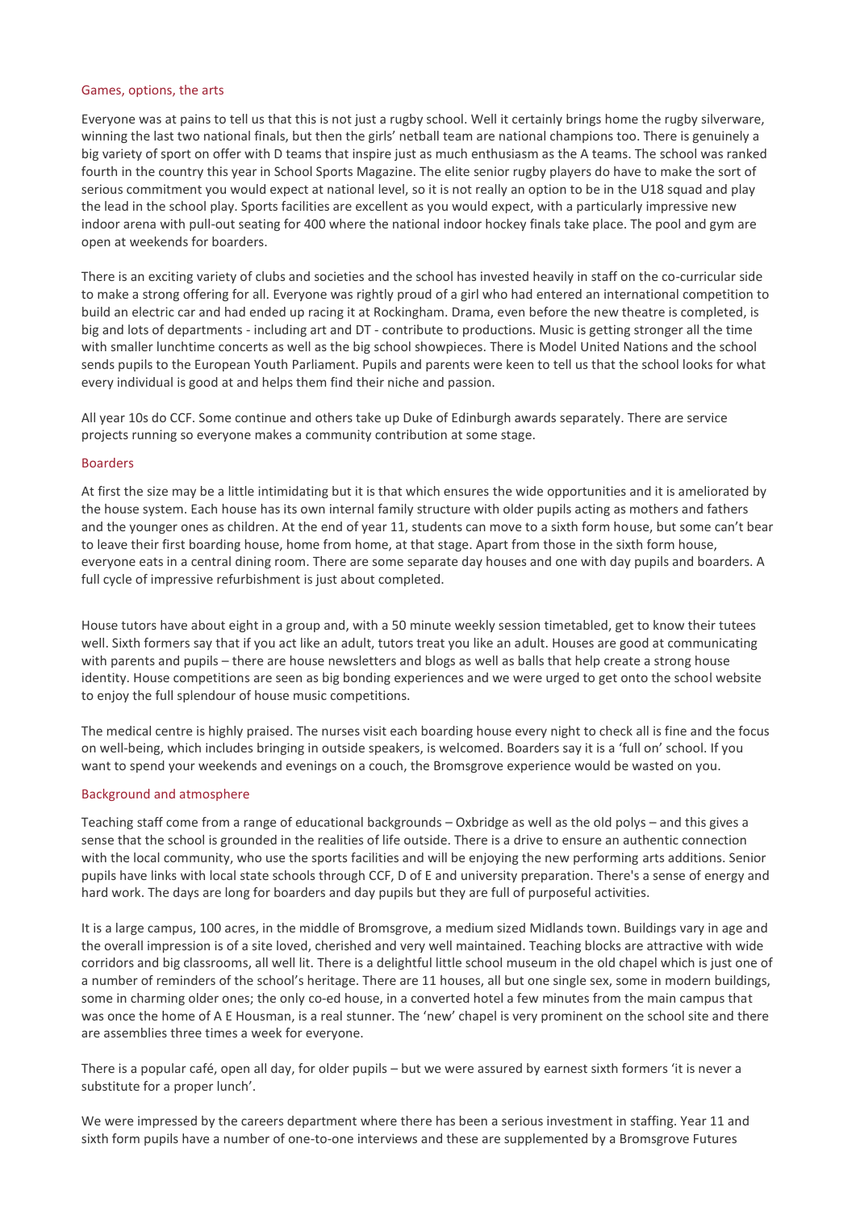## Games, options, the arts

Everyone was at pains to tell us that this is not just a rugby school. Well it certainly brings home the rugby silverware, winning the last two national finals, but then the girls' netball team are national champions too. There is genuinely a big variety of sport on offer with D teams that inspire just as much enthusiasm as the A teams. The school was ranked fourth in the country this year in School Sports Magazine. The elite senior rugby players do have to make the sort of serious commitment you would expect at national level, so it is not really an option to be in the U18 squad and play the lead in the school play. Sports facilities are excellent as you would expect, with a particularly impressive new indoor arena with pull-out seating for 400 where the national indoor hockey finals take place. The pool and gym are open at weekends for boarders.

There is an exciting variety of clubs and societies and the school has invested heavily in staff on the co-curricular side to make a strong offering for all. Everyone was rightly proud of a girl who had entered an international competition to build an electric car and had ended up racing it at Rockingham. Drama, even before the new theatre is completed, is big and lots of departments - including art and DT - contribute to productions. Music is getting stronger all the time with smaller lunchtime concerts as well as the big school showpieces. There is Model United Nations and the school sends pupils to the European Youth Parliament. Pupils and parents were keen to tell us that the school looks for what every individual is good at and helps them find their niche and passion.

All year 10s do CCF. Some continue and others take up Duke of Edinburgh awards separately. There are service projects running so everyone makes a community contribution at some stage.

## Boarders

At first the size may be a little intimidating but it is that which ensures the wide opportunities and it is ameliorated by the house system. Each house has its own internal family structure with older pupils acting as mothers and fathers and the younger ones as children. At the end of year 11, students can move to a sixth form house, but some can't bear to leave their first boarding house, home from home, at that stage. Apart from those in the sixth form house, everyone eats in a central dining room. There are some separate day houses and one with day pupils and boarders. A full cycle of impressive refurbishment is just about completed.

House tutors have about eight in a group and, with a 50 minute weekly session timetabled, get to know their tutees well. Sixth formers say that if you act like an adult, tutors treat you like an adult. Houses are good at communicating with parents and pupils – there are house newsletters and blogs as well as balls that help create a strong house identity. House competitions are seen as big bonding experiences and we were urged to get onto the school website to enjoy the full splendour of house music competitions.

The medical centre is highly praised. The nurses visit each boarding house every night to check all is fine and the focus on well-being, which includes bringing in outside speakers, is welcomed. Boarders say it is a 'full on' school. If you want to spend your weekends and evenings on a couch, the Bromsgrove experience would be wasted on you.

## Background and atmosphere

Teaching staff come from a range of educational backgrounds – Oxbridge as well as the old polys – and this gives a sense that the school is grounded in the realities of life outside. There is a drive to ensure an authentic connection with the local community, who use the sports facilities and will be enjoying the new performing arts additions. Senior pupils have links with local state schools through CCF, D of E and university preparation. There's a sense of energy and hard work. The days are long for boarders and day pupils but they are full of purposeful activities.

It is a large campus, 100 acres, in the middle of Bromsgrove, a medium sized Midlands town. Buildings vary in age and the overall impression is of a site loved, cherished and very well maintained. Teaching blocks are attractive with wide corridors and big classrooms, all well lit. There is a delightful little school museum in the old chapel which is just one of a number of reminders of the school's heritage. There are 11 houses, all but one single sex, some in modern buildings, some in charming older ones; the only co-ed house, in a converted hotel a few minutes from the main campus that was once the home of A E Housman, is a real stunner. The 'new' chapel is very prominent on the school site and there are assemblies three times a week for everyone.

There is a popular café, open all day, for older pupils – but we were assured by earnest sixth formers 'it is never a substitute for a proper lunch'.

We were impressed by the careers department where there has been a serious investment in staffing. Year 11 and sixth form pupils have a number of one-to-one interviews and these are supplemented by a Bromsgrove Futures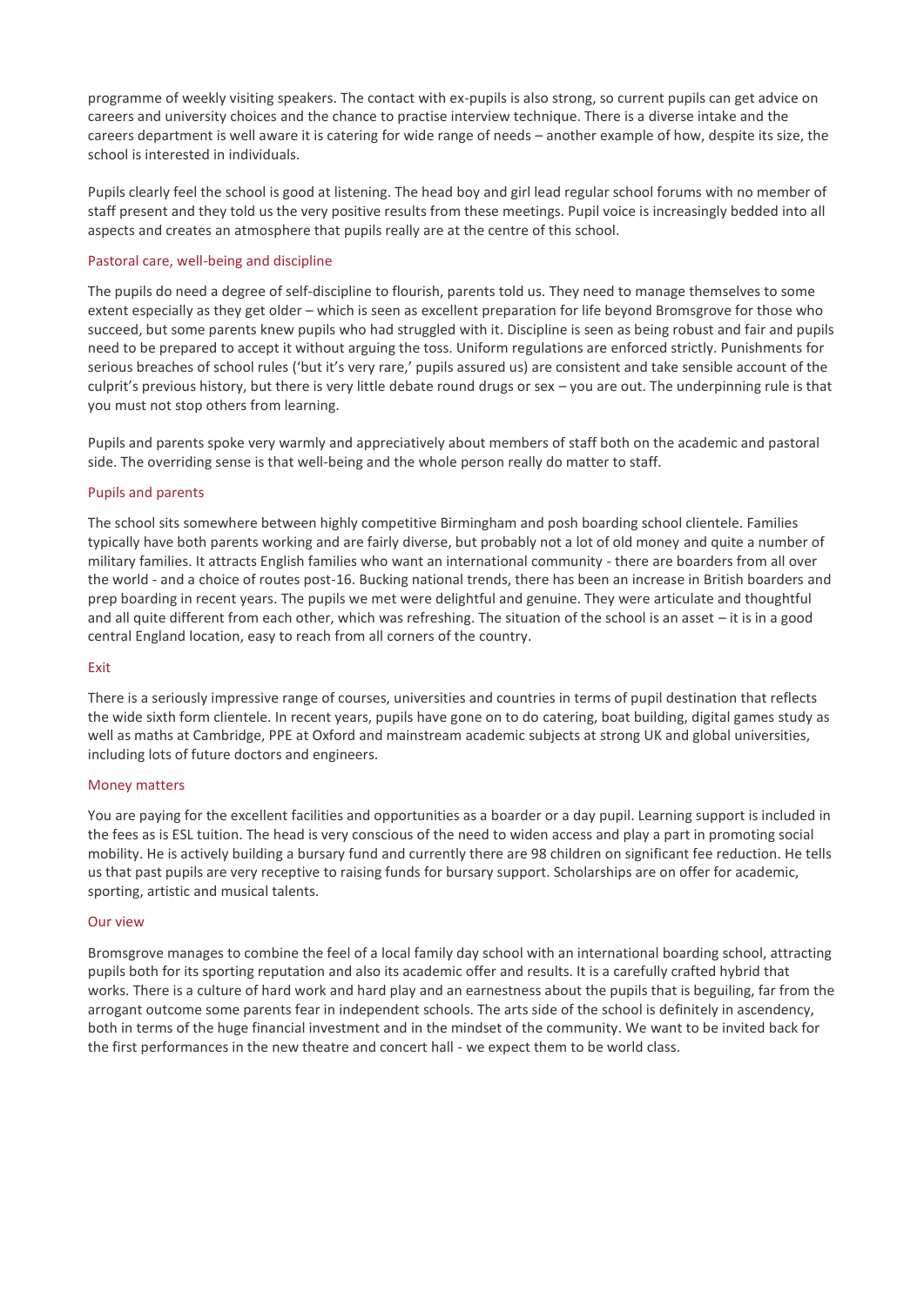programme of weekly visiting speakers. The contact with ex-pupils is also strong, so current pupils can get advice on careers and university choices and the chance to practise interview technique. There is a diverse intake and the careers department is well aware it is catering for wide range of needs – another example of how, despite its size, the school is interested in individuals.

Pupils clearly feel the school is good at listening. The head boy and girl lead regular school forums with no member of staff present and they told us the very positive results from these meetings. Pupil voice is increasingly bedded into all aspects and creates an atmosphere that pupils really are at the centre of this school.

### Pastoral care, well-being and discipline

The pupils do need a degree of self-discipline to flourish, parents told us. They need to manage themselves to some extent especially as they get older – which is seen as excellent preparation for life beyond Bromsgrove for those who succeed, but some parents knew pupils who had struggled with it. Discipline is seen as being robust and fair and pupils need to be prepared to accept it without arguing the toss. Uniform regulations are enforced strictly. Punishments for serious breaches of school rules ('but it's very rare,' pupils assured us) are consistent and take sensible account of the culprit's previous history, but there is very little debate round drugs or sex – you are out. The underpinning rule is that you must not stop others from learning.

Pupils and parents spoke very warmly and appreciatively about members of staff both on the academic and pastoral side. The overriding sense is that well-being and the whole person really do matter to staff.

### Pupils and parents

The school sits somewhere between highly competitive Birmingham and posh boarding school clientele. Families typically have both parents working and are fairly diverse, but probably not a lot of old money and quite a number of military families. It attracts English families who want an international community - there are boarders from all over the world - and a choice of routes post-16. Bucking national trends, there has been an increase in British boarders and prep boarding in recent years. The pupils we met were delightful and genuine. They were articulate and thoughtful and all quite different from each other, which was refreshing. The situation of the school is an asset – it is in a good central England location, easy to reach from all corners of the country.

### Exit

There is a seriously impressive range of courses, universities and countries in terms of pupil destination that reflects the wide sixth form clientele. In recent years, pupils have gone on to do catering, boat building, digital games study as well as maths at Cambridge, PPE at Oxford and mainstream academic subjects at strong UK and global universities, including lots of future doctors and engineers.

### Money matters

You are paying for the excellent facilities and opportunities as a boarder or a day pupil. Learning support is included in the fees as is ESL tuition. The head is very conscious of the need to widen access and play a part in promoting social mobility. He is actively building a bursary fund and currently there are 98 children on significant fee reduction. He tells us that past pupils are very receptive to raising funds for bursary support. Scholarships are on offer for academic, sporting, artistic and musical talents.

### Our view

Bromsgrove manages to combine the feel of a local family day school with an international boarding school, attracting pupils both for its sporting reputation and also its academic offer and results. It is a carefully crafted hybrid that works. There is a culture of hard work and hard play and an earnestness about the pupils that is beguiling, far from the arrogant outcome some parents fear in independent schools. The arts side of the school is definitely in ascendency, both in terms of the huge financial investment and in the mindset of the community. We want to be invited back for the first performances in the new theatre and concert hall - we expect them to be world class.